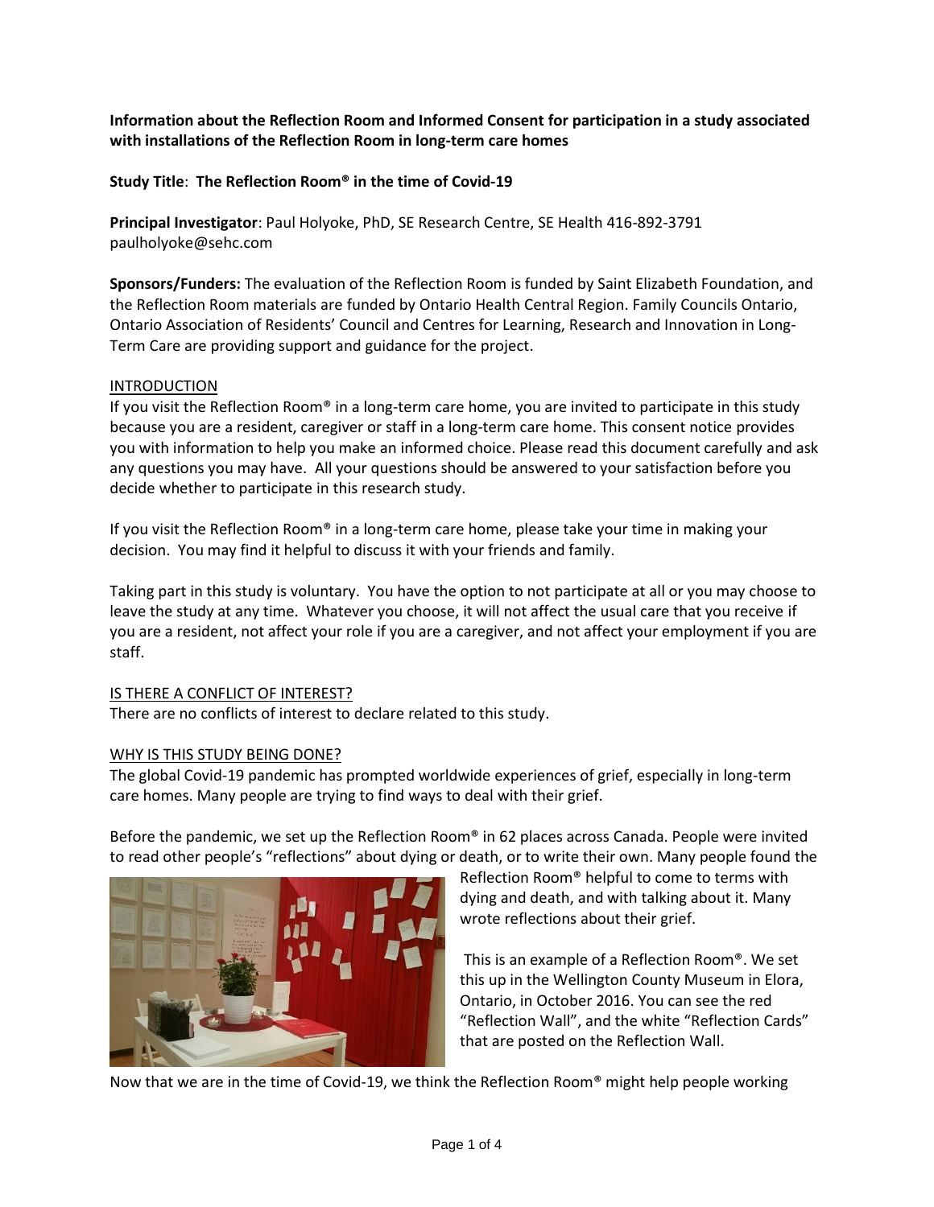**Information about the Reflection Room and Informed Consent for participation in a study associated with installations of the Reflection Room in long-term care homes**

**Study Title**: **The Reflection Room® in the time of Covid-19**

**Principal Investigator**: Paul Holyoke, PhD, SE Research Centre, SE Health 416-892-3791 paulholyoke@sehc.com

**Sponsors/Funders:** The evaluation of the Reflection Room is funded by Saint Elizabeth Foundation, and the Reflection Room materials are funded by Ontario Health Central Region. Family Councils Ontario, Ontario Association of Residents' Council and Centres for Learning, Research and Innovation in Long-Term Care are providing support and guidance for the project.

## INTRODUCTION

If you visit the Reflection Room® in a long-term care home, you are invited to participate in this study because you are a resident, caregiver or staff in a long-term care home. This consent notice provides you with information to help you make an informed choice. Please read this document carefully and ask any questions you may have. All your questions should be answered to your satisfaction before you decide whether to participate in this research study.

If you visit the Reflection Room® in a long-term care home, please take your time in making your decision. You may find it helpful to discuss it with your friends and family.

Taking part in this study is voluntary. You have the option to not participate at all or you may choose to leave the study at any time. Whatever you choose, it will not affect the usual care that you receive if you are a resident, not affect your role if you are a caregiver, and not affect your employment if you are staff.

## IS THERE A CONFLICT OF INTEREST?

There are no conflicts of interest to declare related to this study.

## WHY IS THIS STUDY BEING DONE?

The global Covid-19 pandemic has prompted worldwide experiences of grief, especially in long-term care homes. Many people are trying to find ways to deal with their grief.

Before the pandemic, we set up the Reflection Room® in 62 places across Canada. People were invited to read other people's "reflections" about dying or death, or to write their own. Many people found the Reflection Room® helpful to come to terms with dying and death, and with talking about it. Many wrote reflections about their grief.

This is an example of a Reflection Room®. We set this up in the Wellington County Museum in Elora, Ontario, in October 2016. You can see the red "Reflection Wall", and the white "Reflection Cards" that are posted on the Reflection Wall.

Now that we are in the time of Covid-19, we think the Reflection Room® might help people working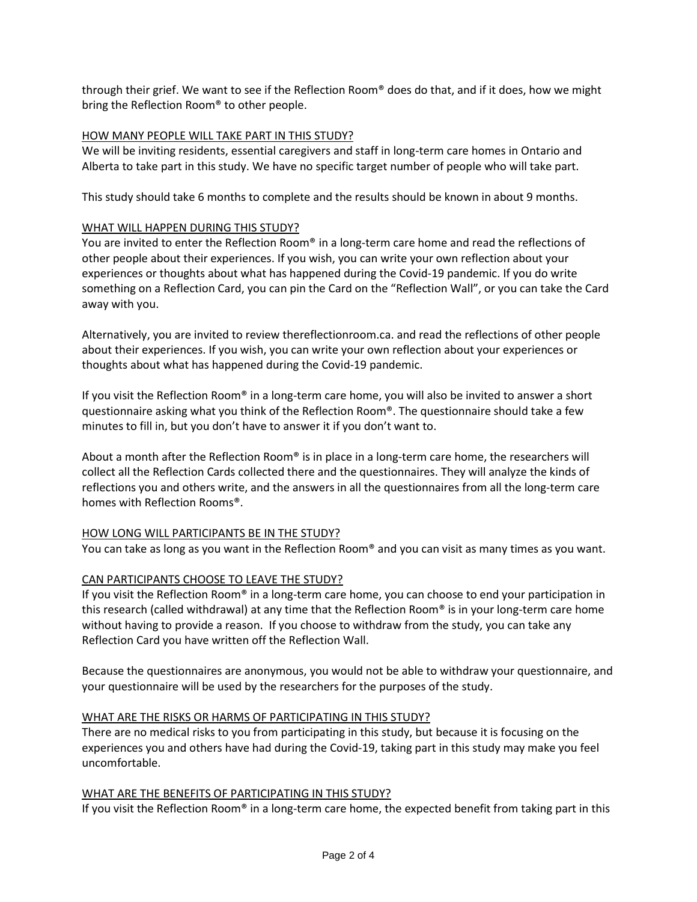through their grief. We want to see if the Reflection Room® does do that, and if it does, how we might bring the Reflection Room® to other people.

## HOW MANY PEOPLE WILL TAKE PART IN THIS STUDY?

We will be inviting residents, essential caregivers and staff in long-term care homes in Ontario and Alberta to take part in this study. We have no specific target number of people who will take part.

This study should take 6 months to complete and the results should be known in about 9 months.

## WHAT WILL HAPPEN DURING THIS STUDY?

You are invited to enter the Reflection Room® in a long-term care home and read the reflections of other people about their experiences. If you wish, you can write your own reflection about your experiences or thoughts about what has happened during the Covid-19 pandemic. If you do write something on a Reflection Card, you can pin the Card on the "Reflection Wall", or you can take the Card away with you.

Alternatively, you are invited to review thereflectionroom.ca. and read the reflections of other people about their experiences. If you wish, you can write your own reflection about your experiences or thoughts about what has happened during the Covid-19 pandemic.

If you visit the Reflection Room® in a long-term care home, you will also be invited to answer a short questionnaire asking what you think of the Reflection Room®. The questionnaire should take a few minutes to fill in, but you don't have to answer it if you don't want to.

About a month after the Reflection Room® is in place in a long-term care home, the researchers will collect all the Reflection Cards collected there and the questionnaires. They will analyze the kinds of reflections you and others write, and the answers in all the questionnaires from all the long-term care homes with Reflection Rooms®.

## HOW LONG WILL PARTICIPANTS BE IN THE STUDY?

You can take as long as you want in the Reflection Room® and you can visit as many times as you want.

## CAN PARTICIPANTS CHOOSE TO LEAVE THE STUDY?

If you visit the Reflection Room® in a long-term care home, you can choose to end your participation in this research (called withdrawal) at any time that the Reflection Room® is in your long-term care home without having to provide a reason. If you choose to withdraw from the study, you can take any Reflection Card you have written off the Reflection Wall.

Because the questionnaires are anonymous, you would not be able to withdraw your questionnaire, and your questionnaire will be used by the researchers for the purposes of the study.

## WHAT ARE THE RISKS OR HARMS OF PARTICIPATING IN THIS STUDY?

There are no medical risks to you from participating in this study, but because it is focusing on the experiences you and others have had during the Covid-19, taking part in this study may make you feel uncomfortable.

## WHAT ARE THE BENEFITS OF PARTICIPATING IN THIS STUDY?

If you visit the Reflection Room® in a long-term care home, the expected benefit from taking part in this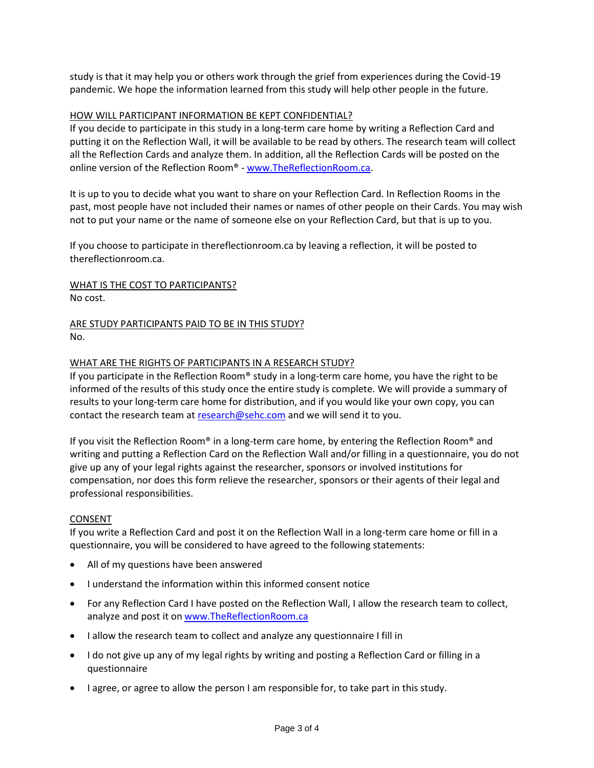study is that it may help you or others work through the grief from experiences during the Covid-19 pandemic. We hope the information learned from this study will help other people in the future.

## HOW WILL PARTICIPANT INFORMATION BE KEPT CONFIDENTIAL?

If you decide to participate in this study in a long-term care home by writing a Reflection Card and putting it on the Reflection Wall, it will be available to be read by others. The research team will collect all the Reflection Cards and analyze them. In addition, all the Reflection Cards will be posted on the online version of the Reflection Room® - www.TheReflectionRoom.ca.

It is up to you to decide what you want to share on your Reflection Card. In Reflection Rooms in the past, most people have not included their names or names of other people on their Cards. You may wish not to put your name or the name of someone else on your Reflection Card, but that is up to you.

If you choose to participate in thereflectionroom.ca by leaving a reflection, it will be posted to thereflectionroom.ca.

## WHAT IS THE COST TO PARTICIPANTS?

No cost.

## ARE STUDY PARTICIPANTS PAID TO BE IN THIS STUDY?

No.

## WHAT ARE THE RIGHTS OF PARTICIPANTS IN A RESEARCH STUDY?

If you participate in the Reflection Room® study in a long-term care home, you have the right to be informed of the results of this study once the entire study is complete. We will provide a summary of results to your long-term care home for distribution, and if you would like your own copy, you can contact the research team at research@sehc.com and we will send it to you.

If you visit the Reflection Room® in a long-term care home, by entering the Reflection Room® and writing and putting a Reflection Card on the Reflection Wall and/or filling in a questionnaire, you do not give up any of your legal rights against the researcher, sponsors or involved institutions for compensation, nor does this form relieve the researcher, sponsors or their agents of their legal and professional responsibilities.

## CONSENT

If you write a Reflection Card and post it on the Reflection Wall in a long-term care home or fill in a questionnaire, you will be considered to have agreed to the following statements:

- All of my questions have been answered
- I understand the information within this informed consent notice
- For any Reflection Card I have posted on the Reflection Wall, I allow the research team to collect, analyze and post it on www.TheReflectionRoom.ca
- I allow the research team to collect and analyze any questionnaire I fill in
- I do not give up any of my legal rights by writing and posting a Reflection Card or filling in a questionnaire
- I agree, or agree to allow the person I am responsible for, to take part in this study.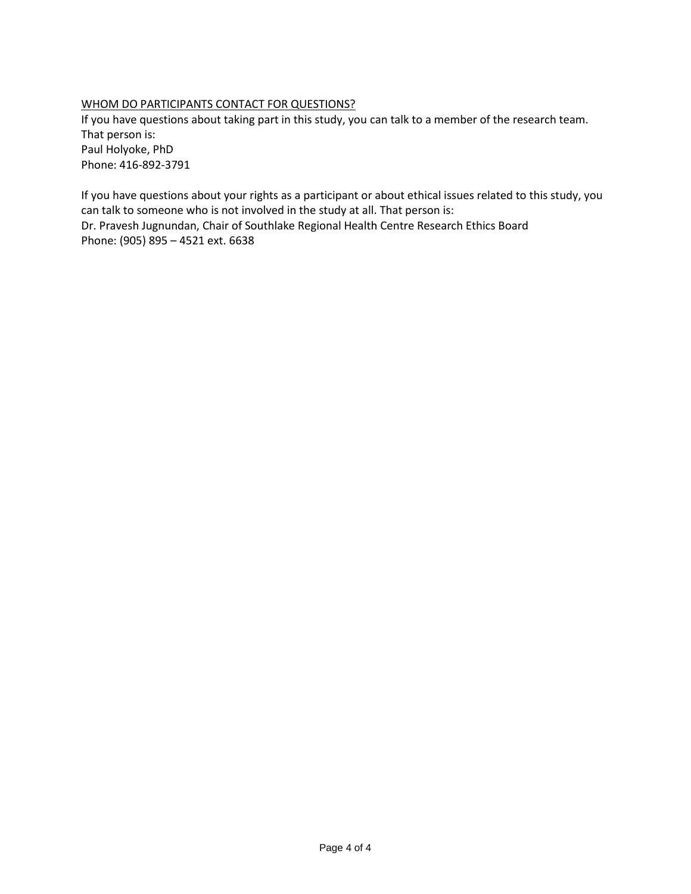WHOM DO PARTICIPANTS CONTACT FOR QUESTIONS?

If you have questions about taking part in this study, you can talk to a member of the research team. That person is:
Paul Holyoke, PhD
Phone: 416-892-3791

If you have questions about your rights as a participant or about ethical issues related to this study, you can talk to someone who is not involved in the study at all. That person is:
Dr. Pravesh Jugnundan, Chair of Southlake Regional Health Centre Research Ethics Board
Phone: (905) 895 – 4521 ext. 6638